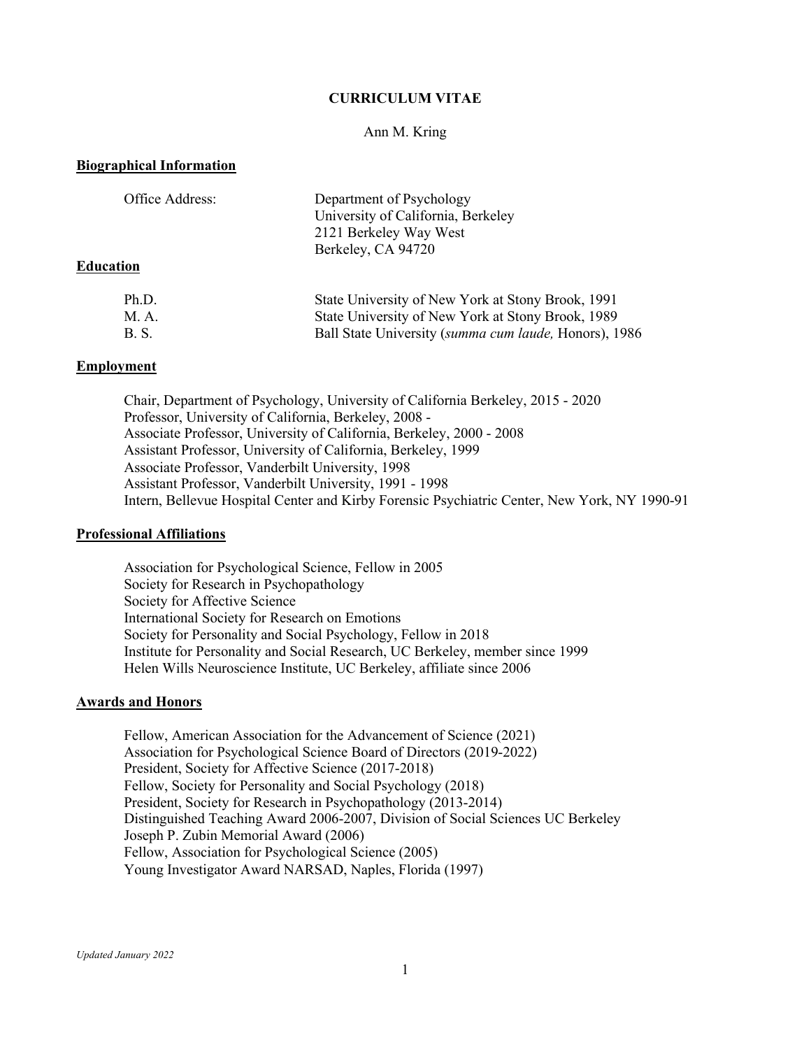# CURRICULUM VITAE

Ann M. Kring

## Biographical Information

| | |
|---|---|
| Office Address: | Department of Psychology<br>University of California, Berkeley<br>2121 Berkeley Way West<br>Berkeley, CA 94720 |

## Education

| | |
|---|---|
| Ph.D. | State University of New York at Stony Brook, 1991 |
| M. A. | State University of New York at Stony Brook, 1989 |
| B. S. | Ball State University (*summa cum laude,* Honors), 1986 |

## Employment

Chair, Department of Psychology, University of California Berkeley, 2015 - 2020
Professor, University of California, Berkeley, 2008 -
Associate Professor, University of California, Berkeley, 2000 - 2008
Assistant Professor, University of California, Berkeley, 1999
Associate Professor, Vanderbilt University, 1998
Assistant Professor, Vanderbilt University, 1991 - 1998
Intern, Bellevue Hospital Center and Kirby Forensic Psychiatric Center, New York, NY 1990-91

## Professional Affiliations

Association for Psychological Science, Fellow in 2005
Society for Research in Psychopathology
Society for Affective Science
International Society for Research on Emotions
Society for Personality and Social Psychology, Fellow in 2018
Institute for Personality and Social Research, UC Berkeley, member since 1999
Helen Wills Neuroscience Institute, UC Berkeley, affiliate since 2006

## Awards and Honors

Fellow, American Association for the Advancement of Science (2021)
Association for Psychological Science Board of Directors (2019-2022)
President, Society for Affective Science (2017-2018)
Fellow, Society for Personality and Social Psychology (2018)
President, Society for Research in Psychopathology (2013-2014)
Distinguished Teaching Award 2006-2007, Division of Social Sciences UC Berkeley
Joseph P. Zubin Memorial Award (2006)
Fellow, Association for Psychological Science (2005)
Young Investigator Award NARSAD, Naples, Florida (1997)

*Updated January 2022*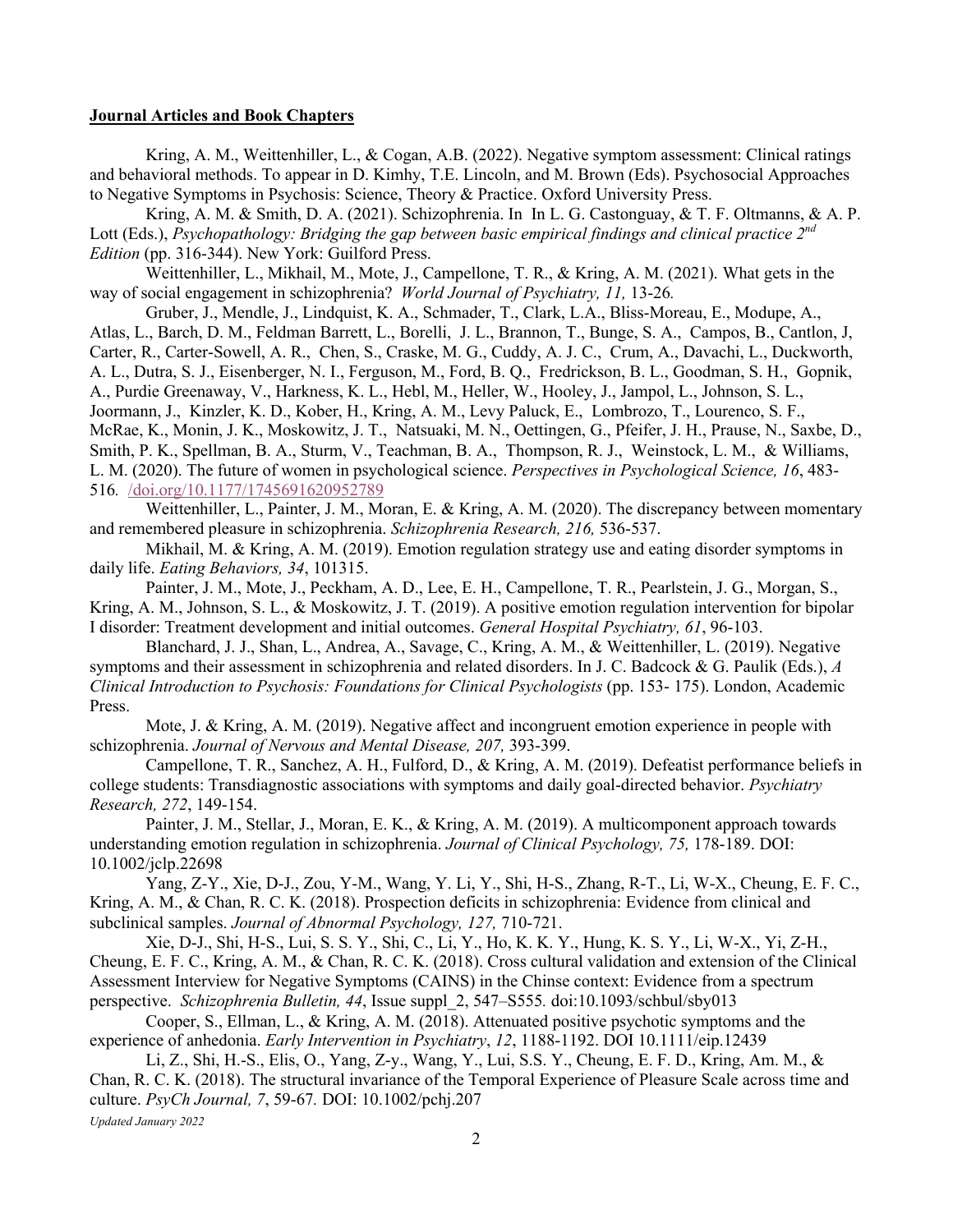**Journal Articles and Book Chapters**

Kring, A. M., Weittenhiller, L., & Cogan, A.B. (2022). Negative symptom assessment: Clinical ratings and behavioral methods. To appear in D. Kimhy, T.E. Lincoln, and M. Brown (Eds). Psychosocial Approaches to Negative Symptoms in Psychosis: Science, Theory & Practice. Oxford University Press.

Kring, A. M. & Smith, D. A. (2021). Schizophrenia. In In L. G. Castonguay, & T. F. Oltmanns, & A. P. Lott (Eds.), *Psychopathology: Bridging the gap between basic empirical findings and clinical practice 2nd Edition* (pp. 316-344). New York: Guilford Press.

Weittenhiller, L., Mikhail, M., Mote, J., Campellone, T. R., & Kring, A. M. (2021). What gets in the way of social engagement in schizophrenia? *World Journal of Psychiatry, 11,* 13-26*.*

Gruber, J., Mendle, J., Lindquist, K. A., Schmader, T., Clark, L.A., Bliss-Moreau, E., Modupe, A., Atlas, L., Barch, D. M., Feldman Barrett, L., Borelli, J. L., Brannon, T., Bunge, S. A., Campos, B., Cantlon, J, Carter, R., Carter-Sowell, A. R., Chen, S., Craske, M. G., Cuddy, A. J. C., Crum, A., Davachi, L., Duckworth, A. L., Dutra, S. J., Eisenberger, N. I., Ferguson, M., Ford, B. Q., Fredrickson, B. L., Goodman, S. H., Gopnik, A., Purdie Greenaway, V., Harkness, K. L., Hebl, M., Heller, W., Hooley, J., Jampol, L., Johnson, S. L., Joormann, J., Kinzler, K. D., Kober, H., Kring, A. M., Levy Paluck, E., Lombrozo, T., Lourenco, S. F., McRae, K., Monin, J. K., Moskowitz, J. T., Natsuaki, M. N., Oettingen, G., Pfeifer, J. H., Prause, N., Saxbe, D., Smith, P. K., Spellman, B. A., Sturm, V., Teachman, B. A., Thompson, R. J., Weinstock, L. M., & Williams, L. M. (2020). The future of women in psychological science. *Perspectives in Psychological Science, 16*, 483-516*.* /doi.org/10.1177/1745691620952789

Weittenhiller, L., Painter, J. M., Moran, E. & Kring, A. M. (2020). The discrepancy between momentary and remembered pleasure in schizophrenia. *Schizophrenia Research, 216,* 536-537.

Mikhail, M. & Kring, A. M. (2019). Emotion regulation strategy use and eating disorder symptoms in daily life. *Eating Behaviors, 34*, 101315.

Painter, J. M., Mote, J., Peckham, A. D., Lee, E. H., Campellone, T. R., Pearlstein, J. G., Morgan, S., Kring, A. M., Johnson, S. L., & Moskowitz, J. T. (2019). A positive emotion regulation intervention for bipolar I disorder: Treatment development and initial outcomes. *General Hospital Psychiatry, 61*, 96-103.

Blanchard, J. J., Shan, L., Andrea, A., Savage, C., Kring, A. M., & Weittenhiller, L. (2019). Negative symptoms and their assessment in schizophrenia and related disorders. In J. C. Badcock & G. Paulik (Eds.), *A Clinical Introduction to Psychosis: Foundations for Clinical Psychologists* (pp. 153- 175). London, Academic Press.

Mote, J. & Kring, A. M. (2019). Negative affect and incongruent emotion experience in people with schizophrenia. *Journal of Nervous and Mental Disease, 207,* 393-399.

Campellone, T. R., Sanchez, A. H., Fulford, D., & Kring, A. M. (2019). Defeatist performance beliefs in college students: Transdiagnostic associations with symptoms and daily goal-directed behavior. *Psychiatry Research, 272*, 149-154.

Painter, J. M., Stellar, J., Moran, E. K., & Kring, A. M. (2019). A multicomponent approach towards understanding emotion regulation in schizophrenia. *Journal of Clinical Psychology, 75,* 178-189. DOI: 10.1002/jclp.22698

Yang, Z-Y., Xie, D-J., Zou, Y-M., Wang, Y. Li, Y., Shi, H-S., Zhang, R-T., Li, W-X., Cheung, E. F. C., Kring, A. M., & Chan, R. C. K. (2018). Prospection deficits in schizophrenia: Evidence from clinical and subclinical samples. *Journal of Abnormal Psychology, 127,* 710-721.

Xie, D-J., Shi, H-S., Lui, S. S. Y., Shi, C., Li, Y., Ho, K. K. Y., Hung, K. S. Y., Li, W-X., Yi, Z-H., Cheung, E. F. C., Kring, A. M., & Chan, R. C. K. (2018). Cross cultural validation and extension of the Clinical Assessment Interview for Negative Symptoms (CAINS) in the Chinse context: Evidence from a spectrum perspective. *Schizophrenia Bulletin, 44*, Issue suppl_2, 547–S555*.* doi:10.1093/schbul/sby013

Cooper, S., Ellman, L., & Kring, A. M. (2018). Attenuated positive psychotic symptoms and the experience of anhedonia. *Early Intervention in Psychiatry*, *12*, 1188-1192. DOI 10.1111/eip.12439

Li, Z., Shi, H.-S., Elis, O., Yang, Z-y., Wang, Y., Lui, S.S. Y., Cheung, E. F. D., Kring, Am. M., & Chan, R. C. K. (2018). The structural invariance of the Temporal Experience of Pleasure Scale across time and culture. *PsyCh Journal, 7*, 59-67*.* DOI: 10.1002/pchj.207

*Updated January 2022*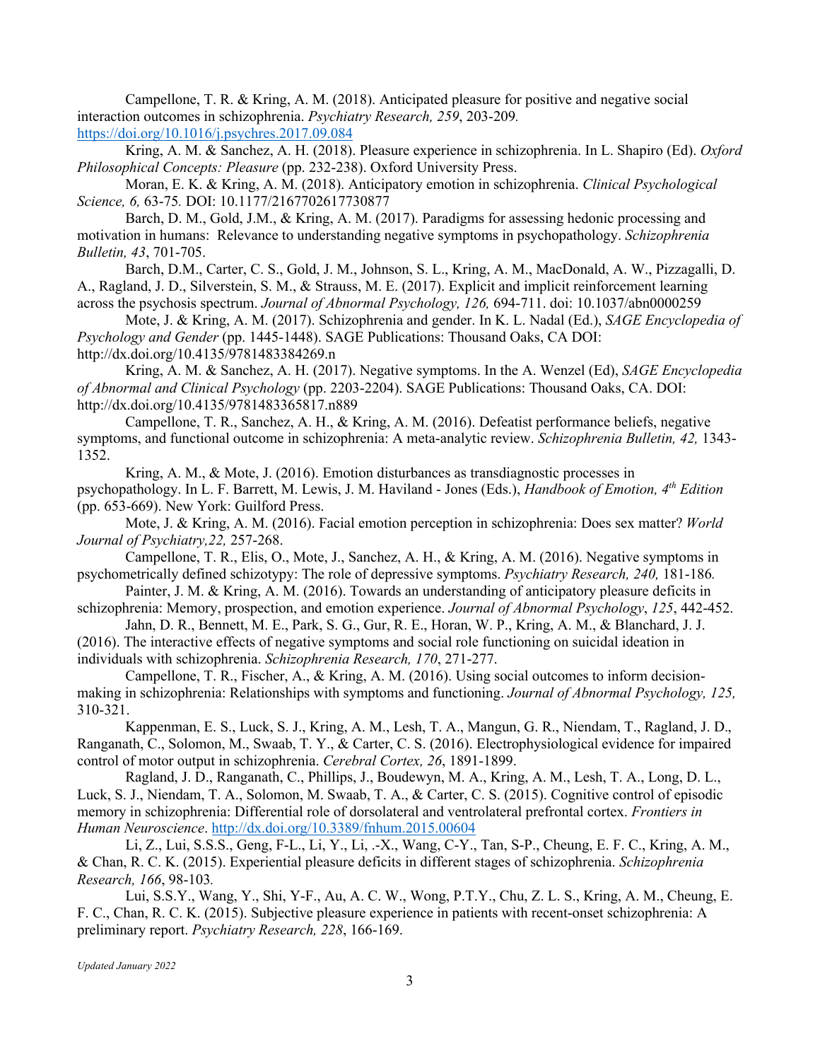Campellone, T. R. & Kring, A. M. (2018). Anticipated pleasure for positive and negative social interaction outcomes in schizophrenia. *Psychiatry Research, 259*, 203-209. https://doi.org/10.1016/j.psychres.2017.09.084

Kring, A. M. & Sanchez, A. H. (2018). Pleasure experience in schizophrenia. In L. Shapiro (Ed). *Oxford Philosophical Concepts: Pleasure* (pp. 232-238). Oxford University Press.

Moran, E. K. & Kring, A. M. (2018). Anticipatory emotion in schizophrenia. *Clinical Psychological Science, 6,* 63-75. DOI: 10.1177/2167702617730877

Barch, D. M., Gold, J.M., & Kring, A. M. (2017). Paradigms for assessing hedonic processing and motivation in humans: Relevance to understanding negative symptoms in psychopathology. *Schizophrenia Bulletin, 43*, 701-705.

Barch, D.M., Carter, C. S., Gold, J. M., Johnson, S. L., Kring, A. M., MacDonald, A. W., Pizzagalli, D. A., Ragland, J. D., Silverstein, S. M., & Strauss, M. E. (2017). Explicit and implicit reinforcement learning across the psychosis spectrum. *Journal of Abnormal Psychology, 126,* 694-711. doi: 10.1037/abn0000259

Mote, J. & Kring, A. M. (2017). Schizophrenia and gender. In K. L. Nadal (Ed.), *SAGE Encyclopedia of Psychology and Gender* (pp. 1445-1448). SAGE Publications: Thousand Oaks, CA DOI: http://dx.doi.org/10.4135/9781483384269.n

Kring, A. M. & Sanchez, A. H. (2017). Negative symptoms. In the A. Wenzel (Ed), *SAGE Encyclopedia of Abnormal and Clinical Psychology* (pp. 2203-2204). SAGE Publications: Thousand Oaks, CA. DOI: http://dx.doi.org/10.4135/9781483365817.n889

Campellone, T. R., Sanchez, A. H., & Kring, A. M. (2016). Defeatist performance beliefs, negative symptoms, and functional outcome in schizophrenia: A meta-analytic review. *Schizophrenia Bulletin, 42,* 1343-1352.

Kring, A. M., & Mote, J. (2016). Emotion disturbances as transdiagnostic processes in psychopathology. In L. F. Barrett, M. Lewis, J. M. Haviland - Jones (Eds.), *Handbook of Emotion, 4th Edition* (pp. 653-669). New York: Guilford Press.

Mote, J. & Kring, A. M. (2016). Facial emotion perception in schizophrenia: Does sex matter? *World Journal of Psychiatry,22,* 257-268.

Campellone, T. R., Elis, O., Mote, J., Sanchez, A. H., & Kring, A. M. (2016). Negative symptoms in psychometrically defined schizotypy: The role of depressive symptoms. *Psychiatry Research, 240,* 181-186.

Painter, J. M. & Kring, A. M. (2016). Towards an understanding of anticipatory pleasure deficits in schizophrenia: Memory, prospection, and emotion experience. *Journal of Abnormal Psychology*, *125*, 442-452.

Jahn, D. R., Bennett, M. E., Park, S. G., Gur, R. E., Horan, W. P., Kring, A. M., & Blanchard, J. J. (2016). The interactive effects of negative symptoms and social role functioning on suicidal ideation in individuals with schizophrenia. *Schizophrenia Research, 170*, 271-277.

Campellone, T. R., Fischer, A., & Kring, A. M. (2016). Using social outcomes to inform decision-making in schizophrenia: Relationships with symptoms and functioning. *Journal of Abnormal Psychology, 125,* 310-321.

Kappenman, E. S., Luck, S. J., Kring, A. M., Lesh, T. A., Mangun, G. R., Niendam, T., Ragland, J. D., Ranganath, C., Solomon, M., Swaab, T. Y., & Carter, C. S. (2016). Electrophysiological evidence for impaired control of motor output in schizophrenia. *Cerebral Cortex, 26*, 1891-1899.

Ragland, J. D., Ranganath, C., Phillips, J., Boudewyn, M. A., Kring, A. M., Lesh, T. A., Long, D. L., Luck, S. J., Niendam, T. A., Solomon, M. Swaab, T. A., & Carter, C. S. (2015). Cognitive control of episodic memory in schizophrenia: Differential role of dorsolateral and ventrolateral prefrontal cortex. *Frontiers in Human Neuroscience*. http://dx.doi.org/10.3389/fnhum.2015.00604

Li, Z., Lui, S.S.S., Geng, F-L., Li, Y., Li, .-X., Wang, C-Y., Tan, S-P., Cheung, E. F. C., Kring, A. M., & Chan, R. C. K. (2015). Experiential pleasure deficits in different stages of schizophrenia. *Schizophrenia Research, 166*, 98-103.

Lui, S.S.Y., Wang, Y., Shi, Y-F., Au, A. C. W., Wong, P.T.Y., Chu, Z. L. S., Kring, A. M., Cheung, E. F. C., Chan, R. C. K. (2015). Subjective pleasure experience in patients with recent-onset schizophrenia: A preliminary report. *Psychiatry Research, 228*, 166-169.

*Updated January 2022*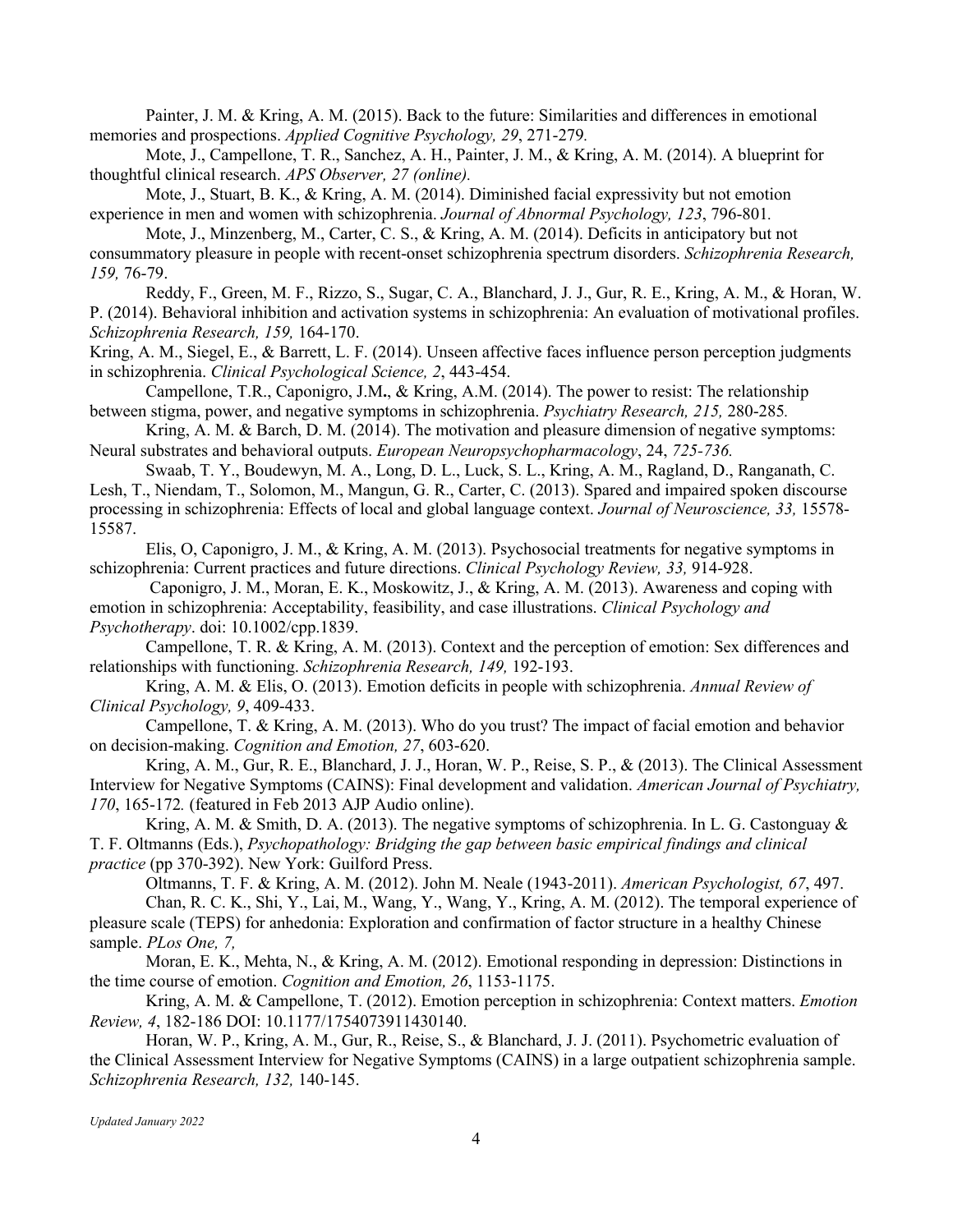Painter, J. M. & Kring, A. M. (2015). Back to the future: Similarities and differences in emotional memories and prospections. *Applied Cognitive Psychology, 29*, 271-279*.*

Mote, J., Campellone, T. R., Sanchez, A. H., Painter, J. M., & Kring, A. M. (2014). A blueprint for thoughtful clinical research. *APS Observer, 27 (online).*

Mote, J., Stuart, B. K., & Kring, A. M. (2014). Diminished facial expressivity but not emotion experience in men and women with schizophrenia. *Journal of Abnormal Psychology, 123*, 796-801*.*

Mote, J., Minzenberg, M., Carter, C. S., & Kring, A. M. (2014). Deficits in anticipatory but not consummatory pleasure in people with recent-onset schizophrenia spectrum disorders. *Schizophrenia Research, 159,* 76-79.

Reddy, F., Green, M. F., Rizzo, S., Sugar, C. A., Blanchard, J. J., Gur, R. E., Kring, A. M., & Horan, W. P. (2014). Behavioral inhibition and activation systems in schizophrenia: An evaluation of motivational profiles. *Schizophrenia Research, 159,* 164-170.

Kring, A. M., Siegel, E., & Barrett, L. F. (2014). Unseen affective faces influence person perception judgments in schizophrenia. *Clinical Psychological Science, 2*, 443-454.

Campellone, T.R., Caponigro, J.M**.**, & Kring, A.M. (2014). The power to resist: The relationship between stigma, power, and negative symptoms in schizophrenia. *Psychiatry Research, 215,* 280-285*.*

Kring, A. M. & Barch, D. M. (2014). The motivation and pleasure dimension of negative symptoms: Neural substrates and behavioral outputs. *European Neuropsychopharmacology*, 24, *725-736.*

Swaab, T. Y., Boudewyn, M. A., Long, D. L., Luck, S. L., Kring, A. M., Ragland, D., Ranganath, C. Lesh, T., Niendam, T., Solomon, M., Mangun, G. R., Carter, C. (2013). Spared and impaired spoken discourse processing in schizophrenia: Effects of local and global language context. *Journal of Neuroscience, 33,* 15578-15587.

Elis, O, Caponigro, J. M., & Kring, A. M. (2013). Psychosocial treatments for negative symptoms in schizophrenia: Current practices and future directions. *Clinical Psychology Review, 33,* 914-928.

Caponigro, J. M., Moran, E. K., Moskowitz, J., & Kring, A. M. (2013). Awareness and coping with emotion in schizophrenia: Acceptability, feasibility, and case illustrations. *Clinical Psychology and Psychotherapy*. doi: 10.1002/cpp.1839.

Campellone, T. R. & Kring, A. M. (2013). Context and the perception of emotion: Sex differences and relationships with functioning. *Schizophrenia Research, 149,* 192-193.

Kring, A. M. & Elis, O. (2013). Emotion deficits in people with schizophrenia. *Annual Review of Clinical Psychology, 9*, 409-433.

Campellone, T. & Kring, A. M. (2013). Who do you trust? The impact of facial emotion and behavior on decision-making. *Cognition and Emotion, 27*, 603-620.

Kring, A. M., Gur, R. E., Blanchard, J. J., Horan, W. P., Reise, S. P., & (2013). The Clinical Assessment Interview for Negative Symptoms (CAINS): Final development and validation. *American Journal of Psychiatry, 170*, 165-172*.* (featured in Feb 2013 AJP Audio online).

Kring, A. M. & Smith, D. A. (2013). The negative symptoms of schizophrenia. In L. G. Castonguay & T. F. Oltmanns (Eds.), *Psychopathology: Bridging the gap between basic empirical findings and clinical practice* (pp 370-392). New York: Guilford Press.

Oltmanns, T. F. & Kring, A. M. (2012). John M. Neale (1943-2011). *American Psychologist, 67*, 497.

Chan, R. C. K., Shi, Y., Lai, M., Wang, Y., Wang, Y., Kring, A. M. (2012). The temporal experience of pleasure scale (TEPS) for anhedonia: Exploration and confirmation of factor structure in a healthy Chinese sample. *PLos One, 7,*

Moran, E. K., Mehta, N., & Kring, A. M. (2012). Emotional responding in depression: Distinctions in the time course of emotion. *Cognition and Emotion, 26*, 1153-1175.

Kring, A. M. & Campellone, T. (2012). Emotion perception in schizophrenia: Context matters. *Emotion Review, 4*, 182-186 DOI: 10.1177/1754073911430140.

Horan, W. P., Kring, A. M., Gur, R., Reise, S., & Blanchard, J. J. (2011). Psychometric evaluation of the Clinical Assessment Interview for Negative Symptoms (CAINS) in a large outpatient schizophrenia sample. *Schizophrenia Research, 132,* 140-145.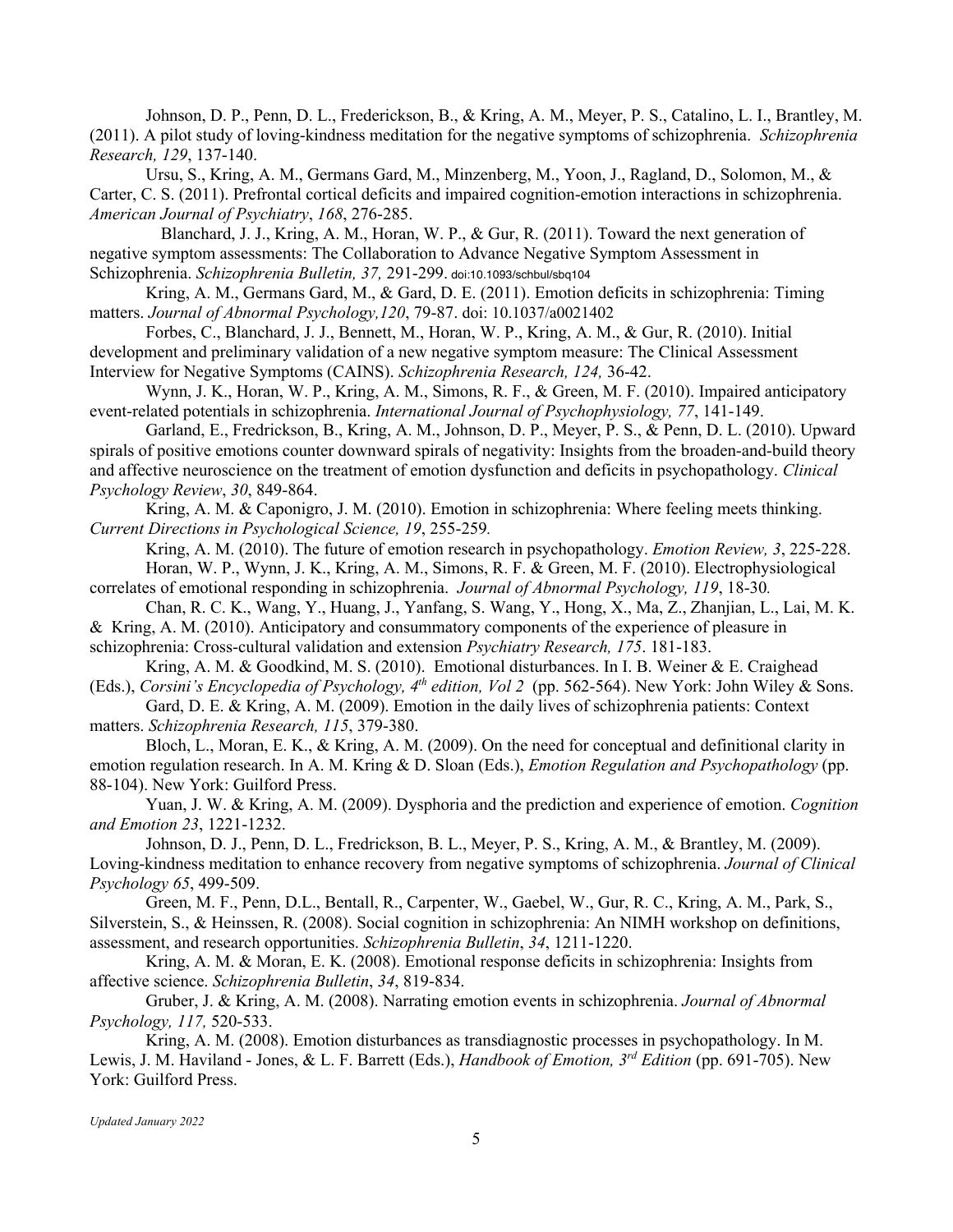Johnson, D. P., Penn, D. L., Frederickson, B., & Kring, A. M., Meyer, P. S., Catalino, L. I., Brantley, M. (2011). A pilot study of loving-kindness meditation for the negative symptoms of schizophrenia. *Schizophrenia Research, 129*, 137-140.

Ursu, S., Kring, A. M., Germans Gard, M., Minzenberg, M., Yoon, J., Ragland, D., Solomon, M., & Carter, C. S. (2011). Prefrontal cortical deficits and impaired cognition-emotion interactions in schizophrenia. *American Journal of Psychiatry*, *168*, 276-285.

Blanchard, J. J., Kring, A. M., Horan, W. P., & Gur, R. (2011). Toward the next generation of negative symptom assessments: The Collaboration to Advance Negative Symptom Assessment in Schizophrenia. *Schizophrenia Bulletin, 37,* 291-299. doi:10.1093/schbul/sbq104

Kring, A. M., Germans Gard, M., & Gard, D. E. (2011). Emotion deficits in schizophrenia: Timing matters. *Journal of Abnormal Psychology,120*, 79-87. doi: 10.1037/a0021402

Forbes, C., Blanchard, J. J., Bennett, M., Horan, W. P., Kring, A. M., & Gur, R. (2010). Initial development and preliminary validation of a new negative symptom measure: The Clinical Assessment Interview for Negative Symptoms (CAINS). *Schizophrenia Research, 124,* 36-42.

Wynn, J. K., Horan, W. P., Kring, A. M., Simons, R. F., & Green, M. F. (2010). Impaired anticipatory event-related potentials in schizophrenia. *International Journal of Psychophysiology, 77*, 141-149.

Garland, E., Fredrickson, B., Kring, A. M., Johnson, D. P., Meyer, P. S., & Penn, D. L. (2010). Upward spirals of positive emotions counter downward spirals of negativity: Insights from the broaden-and-build theory and affective neuroscience on the treatment of emotion dysfunction and deficits in psychopathology. *Clinical Psychology Review*, *30*, 849-864.

Kring, A. M. & Caponigro, J. M. (2010). Emotion in schizophrenia: Where feeling meets thinking. *Current Directions in Psychological Science, 19*, 255-259*.*

Kring, A. M. (2010). The future of emotion research in psychopathology. *Emotion Review, 3*, 225-228.

Horan, W. P., Wynn, J. K., Kring, A. M., Simons, R. F. & Green, M. F. (2010). Electrophysiological correlates of emotional responding in schizophrenia. *Journal of Abnormal Psychology, 119*, 18-30*.*

Chan, R. C. K., Wang, Y., Huang, J., Yanfang, S. Wang, Y., Hong, X., Ma, Z., Zhanjian, L., Lai, M. K. & Kring, A. M. (2010). Anticipatory and consummatory components of the experience of pleasure in schizophrenia: Cross-cultural validation and extension *Psychiatry Research, 175*. 181-183.

Kring, A. M. & Goodkind, M. S. (2010). Emotional disturbances. In I. B. Weiner & E. Craighead (Eds.), *Corsini's Encyclopedia of Psychology, 4th edition, Vol 2* (pp. 562-564). New York: John Wiley & Sons.

Gard, D. E. & Kring, A. M. (2009). Emotion in the daily lives of schizophrenia patients: Context matters. *Schizophrenia Research, 115*, 379-380.

Bloch, L., Moran, E. K., & Kring, A. M. (2009). On the need for conceptual and definitional clarity in emotion regulation research. In A. M. Kring & D. Sloan (Eds.), *Emotion Regulation and Psychopathology* (pp. 88-104). New York: Guilford Press.

Yuan, J. W. & Kring, A. M. (2009). Dysphoria and the prediction and experience of emotion. *Cognition and Emotion 23*, 1221-1232.

Johnson, D. J., Penn, D. L., Fredrickson, B. L., Meyer, P. S., Kring, A. M., & Brantley, M. (2009). Loving-kindness meditation to enhance recovery from negative symptoms of schizophrenia. *Journal of Clinical Psychology 65*, 499-509.

Green, M. F., Penn, D.L., Bentall, R., Carpenter, W., Gaebel, W., Gur, R. C., Kring, A. M., Park, S., Silverstein, S., & Heinssen, R. (2008). Social cognition in schizophrenia: An NIMH workshop on definitions, assessment, and research opportunities. *Schizophrenia Bulletin*, *34*, 1211-1220.

Kring, A. M. & Moran, E. K. (2008). Emotional response deficits in schizophrenia: Insights from affective science. *Schizophrenia Bulletin*, *34*, 819-834.

Gruber, J. & Kring, A. M. (2008). Narrating emotion events in schizophrenia. *Journal of Abnormal Psychology, 117,* 520-533.

Kring, A. M. (2008). Emotion disturbances as transdiagnostic processes in psychopathology. In M. Lewis, J. M. Haviland - Jones, & L. F. Barrett (Eds.), *Handbook of Emotion, 3rd Edition* (pp. 691-705). New York: Guilford Press.

*Updated January 2022*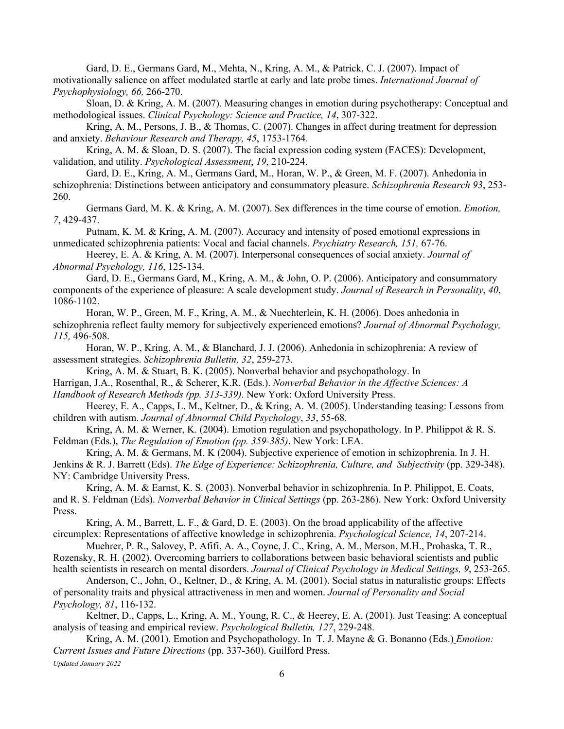Gard, D. E., Germans Gard, M., Mehta, N., Kring, A. M., & Patrick, C. J. (2007). Impact of motivationally salience on affect modulated startle at early and late probe times. *International Journal of Psychophysiology, 66,* 266-270.

Sloan, D. & Kring, A. M. (2007). Measuring changes in emotion during psychotherapy: Conceptual and methodological issues. *Clinical Psychology: Science and Practice, 14*, 307-322.

Kring, A. M., Persons, J. B., & Thomas, C. (2007). Changes in affect during treatment for depression and anxiety. *Behaviour Research and Therapy, 45*, 1753-1764.

Kring, A. M. & Sloan, D. S. (2007). The facial expression coding system (FACES): Development, validation, and utility. *Psychological Assessment*, *19*, 210-224.

Gard, D. E., Kring, A. M., Germans Gard, M., Horan, W. P., & Green, M. F. (2007). Anhedonia in schizophrenia: Distinctions between anticipatory and consummatory pleasure. *Schizophrenia Research 93*, 253-260.

Germans Gard, M. K. & Kring, A. M. (2007). Sex differences in the time course of emotion. *Emotion, 7*, 429-437.

Putnam, K. M. & Kring, A. M. (2007). Accuracy and intensity of posed emotional expressions in unmedicated schizophrenia patients: Vocal and facial channels. *Psychiatry Research, 151,* 67-76.

Heerey, E. A. & Kring, A. M. (2007). Interpersonal consequences of social anxiety. *Journal of Abnormal Psychology, 116*, 125-134.

Gard, D. E., Germans Gard, M., Kring, A. M., & John, O. P. (2006). Anticipatory and consummatory components of the experience of pleasure: A scale development study. *Journal of Research in Personality*, *40*, 1086-1102.

Horan, W. P., Green, M. F., Kring, A. M., & Nuechterlein, K. H. (2006). Does anhedonia in schizophrenia reflect faulty memory for subjectively experienced emotions? *Journal of Abnormal Psychology, 115,* 496-508.

Horan, W. P., Kring, A. M., & Blanchard, J. J. (2006). Anhedonia in schizophrenia: A review of assessment strategies. *Schizophrenia Bulletin, 32*, 259-273.

Kring, A. M. & Stuart, B. K. (2005). Nonverbal behavior and psychopathology. In Harrigan, J.A., Rosenthal, R., & Scherer, K.R. (Eds.). *Nonverbal Behavior in the Affective Sciences: A Handbook of Research Methods (pp. 313-339)*. New York: Oxford University Press.

Heerey, E. A., Capps, L. M., Keltner, D., & Kring, A. M. (2005). Understanding teasing: Lessons from children with autism. *Journal of Abnormal Child Psychology*, *33*, 55-68.

Kring, A. M. & Werner, K. (2004). Emotion regulation and psychopathology. In P. Philippot & R. S. Feldman (Eds.), *The Regulation of Emotion (pp. 359-385)*. New York: LEA.

Kring, A. M. & Germans, M. K (2004). Subjective experience of emotion in schizophrenia. In J. H. Jenkins & R. J. Barrett (Eds). *The Edge of Experience: Schizophrenia, Culture, and Subjectivity* (pp. 329-348). NY: Cambridge University Press.

Kring, A. M. & Earnst, K. S. (2003). Nonverbal behavior in schizophrenia. In P. Philippot, E. Coats, and R. S. Feldman (Eds). *Nonverbal Behavior in Clinical Settings* (pp. 263-286). New York: Oxford University Press.

Kring, A. M., Barrett, L. F., & Gard, D. E. (2003). On the broad applicability of the affective circumplex: Representations of affective knowledge in schizophrenia. *Psychological Science, 14*, 207-214.

Muehrer, P. R., Salovey, P. Afifi, A. A., Coyne, J. C., Kring, A. M., Merson, M.H., Prohaska, T. R., Rozensky, R. H. (2002). Overcoming barriers to collaborations between basic behavioral scientists and public health scientists in research on mental disorders. *Journal of Clinical Psychology in Medical Settings, 9*, 253-265.

Anderson, C., John, O., Keltner, D., & Kring, A. M. (2001). Social status in naturalistic groups: Effects of personality traits and physical attractiveness in men and women. *Journal of Personality and Social Psychology, 81*, 116-132.

Keltner, D., Capps, L., Kring, A. M., Young, R. C., & Heerey, E. A. (2001). Just Teasing: A conceptual analysis of teasing and empirical review. *Psychological Bulletin, 127*, 229-248.

Kring, A. M. (2001). Emotion and Psychopathology. In T. J. Mayne & G. Bonanno (Eds.) *Emotion: Current Issues and Future Directions* (pp. 337-360). Guilford Press.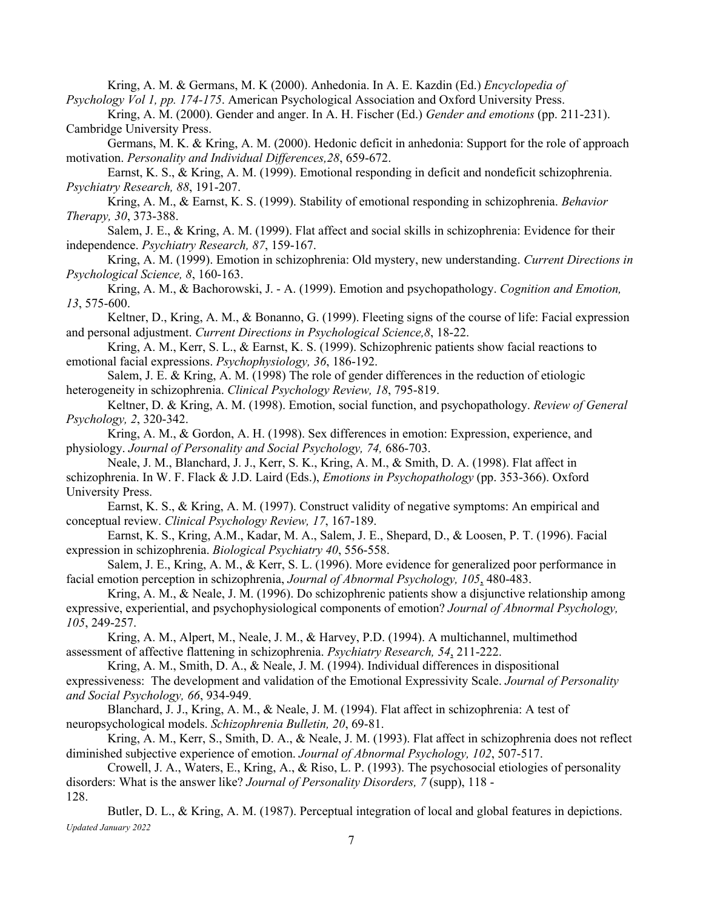Kring, A. M. & Germans, M. K (2000). Anhedonia. In A. E. Kazdin (Ed.) *Encyclopedia of Psychology Vol 1, pp. 174-175*. American Psychological Association and Oxford University Press.

Kring, A. M. (2000). Gender and anger. In A. H. Fischer (Ed.) *Gender and emotions* (pp. 211-231). Cambridge University Press.

Germans, M. K. & Kring, A. M. (2000). Hedonic deficit in anhedonia: Support for the role of approach motivation. *Personality and Individual Differences,28*, 659-672.

Earnst, K. S., & Kring, A. M. (1999). Emotional responding in deficit and nondeficit schizophrenia. *Psychiatry Research, 88*, 191-207.

Kring, A. M., & Earnst, K. S. (1999). Stability of emotional responding in schizophrenia. *Behavior Therapy, 30*, 373-388.

Salem, J. E., & Kring, A. M. (1999). Flat affect and social skills in schizophrenia: Evidence for their independence. *Psychiatry Research, 87*, 159-167.

Kring, A. M. (1999). Emotion in schizophrenia: Old mystery, new understanding. *Current Directions in Psychological Science, 8*, 160-163.

Kring, A. M., & Bachorowski, J. - A. (1999). Emotion and psychopathology. *Cognition and Emotion, 13*, 575-600.

Keltner, D., Kring, A. M., & Bonanno, G. (1999). Fleeting signs of the course of life: Facial expression and personal adjustment. *Current Directions in Psychological Science,8*, 18-22.

Kring, A. M., Kerr, S. L., & Earnst, K. S. (1999). Schizophrenic patients show facial reactions to emotional facial expressions. *Psychophysiology, 36*, 186-192.

Salem, J. E. & Kring, A. M. (1998) The role of gender differences in the reduction of etiologic heterogeneity in schizophrenia. *Clinical Psychology Review, 18*, 795-819.

Keltner, D. & Kring, A. M. (1998). Emotion, social function, and psychopathology. *Review of General Psychology, 2*, 320-342.

Kring, A. M., & Gordon, A. H. (1998). Sex differences in emotion: Expression, experience, and physiology. *Journal of Personality and Social Psychology, 74,* 686-703.

Neale, J. M., Blanchard, J. J., Kerr, S. K., Kring, A. M., & Smith, D. A. (1998). Flat affect in schizophrenia. In W. F. Flack & J.D. Laird (Eds.), *Emotions in Psychopathology* (pp. 353-366). Oxford University Press.

Earnst, K. S., & Kring, A. M. (1997). Construct validity of negative symptoms: An empirical and conceptual review. *Clinical Psychology Review, 17*, 167-189.

Earnst, K. S., Kring, A.M., Kadar, M. A., Salem, J. E., Shepard, D., & Loosen, P. T. (1996). Facial expression in schizophrenia. *Biological Psychiatry 40*, 556-558.

Salem, J. E., Kring, A. M., & Kerr, S. L. (1996). More evidence for generalized poor performance in facial emotion perception in schizophrenia, *Journal of Abnormal Psychology, 105*, 480-483.

Kring, A. M., & Neale, J. M. (1996). Do schizophrenic patients show a disjunctive relationship among expressive, experiential, and psychophysiological components of emotion? *Journal of Abnormal Psychology, 105*, 249-257.

Kring, A. M., Alpert, M., Neale, J. M., & Harvey, P.D. (1994). A multichannel, multimethod assessment of affective flattening in schizophrenia. *Psychiatry Research, 54*, 211-222.

Kring, A. M., Smith, D. A., & Neale, J. M. (1994). Individual differences in dispositional expressiveness: The development and validation of the Emotional Expressivity Scale. *Journal of Personality and Social Psychology, 66*, 934-949.

Blanchard, J. J., Kring, A. M., & Neale, J. M. (1994). Flat affect in schizophrenia: A test of neuropsychological models. *Schizophrenia Bulletin, 20*, 69-81.

Kring, A. M., Kerr, S., Smith, D. A., & Neale, J. M. (1993). Flat affect in schizophrenia does not reflect diminished subjective experience of emotion. *Journal of Abnormal Psychology, 102*, 507-517.

Crowell, J. A., Waters, E., Kring, A., & Riso, L. P. (1993). The psychosocial etiologies of personality disorders: What is the answer like? *Journal of Personality Disorders, 7* (supp), 118 - 128.

Butler, D. L., & Kring, A. M. (1987). Perceptual integration of local and global features in depictions.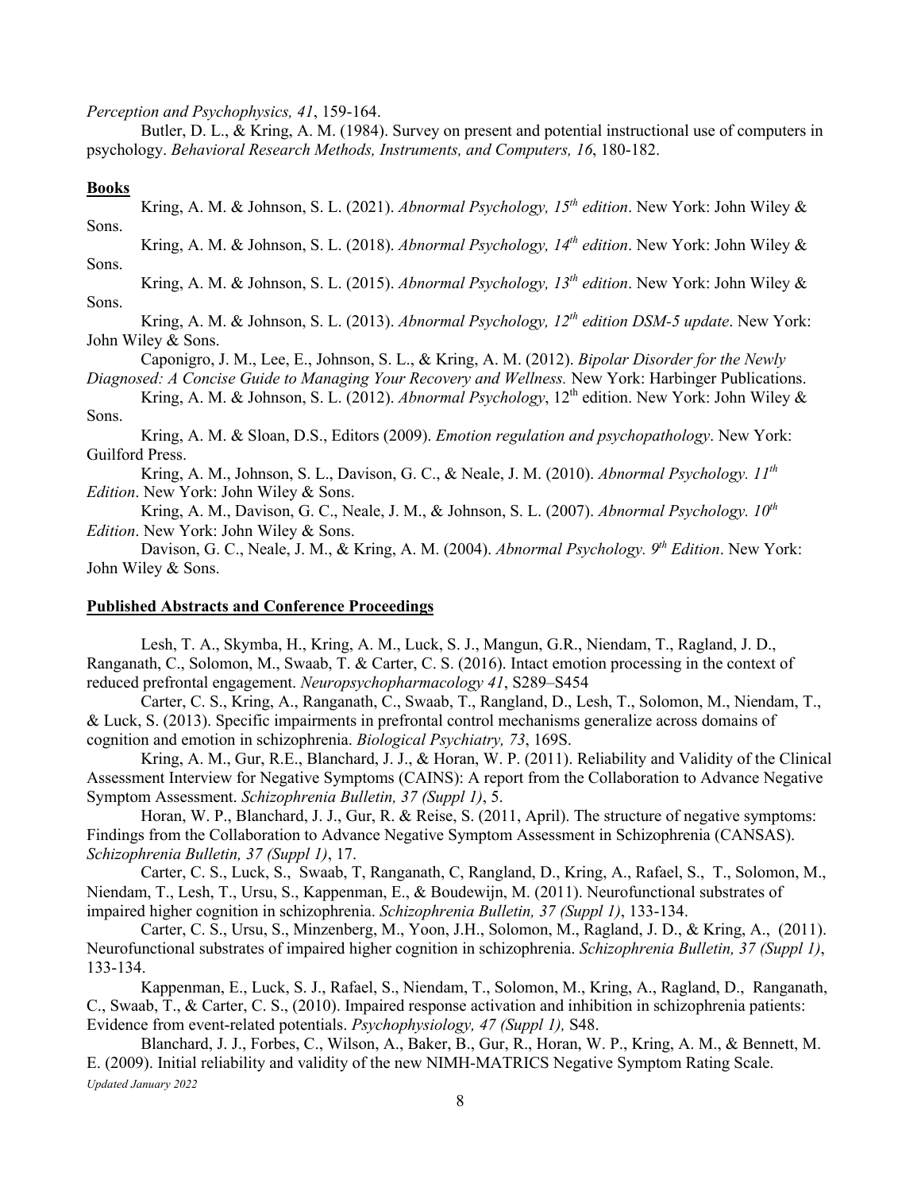*Perception and Psychophysics, 41*, 159-164.

Butler, D. L., & Kring, A. M. (1984). Survey on present and potential instructional use of computers in psychology. *Behavioral Research Methods, Instruments, and Computers, 16*, 180-182.

**Books**

Kring, A. M. & Johnson, S. L. (2021). *Abnormal Psychology, 15th edition*. New York: John Wiley & Sons.

Kring, A. M. & Johnson, S. L. (2018). *Abnormal Psychology, 14th edition*. New York: John Wiley & Sons.

Kring, A. M. & Johnson, S. L. (2015). *Abnormal Psychology, 13th edition*. New York: John Wiley & Sons.

Kring, A. M. & Johnson, S. L. (2013). *Abnormal Psychology, 12th edition DSM-5 update*. New York: John Wiley & Sons.

Caponigro, J. M., Lee, E., Johnson, S. L., & Kring, A. M. (2012). *Bipolar Disorder for the Newly Diagnosed: A Concise Guide to Managing Your Recovery and Wellness.* New York: Harbinger Publications.

Kring, A. M. & Johnson, S. L. (2012). *Abnormal Psychology*, 12th edition. New York: John Wiley & Sons.

Kring, A. M. & Sloan, D.S., Editors (2009). *Emotion regulation and psychopathology*. New York: Guilford Press.

Kring, A. M., Johnson, S. L., Davison, G. C., & Neale, J. M. (2010). *Abnormal Psychology. 11th Edition*. New York: John Wiley & Sons.

Kring, A. M., Davison, G. C., Neale, J. M., & Johnson, S. L. (2007). *Abnormal Psychology. 10th Edition*. New York: John Wiley & Sons.

Davison, G. C., Neale, J. M., & Kring, A. M. (2004). *Abnormal Psychology. 9th Edition*. New York: John Wiley & Sons.

**Published Abstracts and Conference Proceedings**

Lesh, T. A., Skymba, H., Kring, A. M., Luck, S. J., Mangun, G.R., Niendam, T., Ragland, J. D., Ranganath, C., Solomon, M., Swaab, T. & Carter, C. S. (2016). Intact emotion processing in the context of reduced prefrontal engagement. *Neuropsychopharmacology 41*, S289–S454

Carter, C. S., Kring, A., Ranganath, C., Swaab, T., Rangland, D., Lesh, T., Solomon, M., Niendam, T., & Luck, S. (2013). Specific impairments in prefrontal control mechanisms generalize across domains of cognition and emotion in schizophrenia. *Biological Psychiatry, 73*, 169S.

Kring, A. M., Gur, R.E., Blanchard, J. J., & Horan, W. P. (2011). Reliability and Validity of the Clinical Assessment Interview for Negative Symptoms (CAINS): A report from the Collaboration to Advance Negative Symptom Assessment. *Schizophrenia Bulletin, 37 (Suppl 1)*, 5.

Horan, W. P., Blanchard, J. J., Gur, R. & Reise, S. (2011, April). The structure of negative symptoms: Findings from the Collaboration to Advance Negative Symptom Assessment in Schizophrenia (CANSAS). *Schizophrenia Bulletin, 37 (Suppl 1)*, 17.

Carter, C. S., Luck, S., Swaab, T, Ranganath, C, Rangland, D., Kring, A., Rafael, S., T., Solomon, M., Niendam, T., Lesh, T., Ursu, S., Kappenman, E., & Boudewijn, M. (2011). Neurofunctional substrates of impaired higher cognition in schizophrenia. *Schizophrenia Bulletin, 37 (Suppl 1)*, 133-134.

Carter, C. S., Ursu, S., Minzenberg, M., Yoon, J.H., Solomon, M., Ragland, J. D., & Kring, A., (2011). Neurofunctional substrates of impaired higher cognition in schizophrenia. *Schizophrenia Bulletin, 37 (Suppl 1)*, 133-134.

Kappenman, E., Luck, S. J., Rafael, S., Niendam, T., Solomon, M., Kring, A., Ragland, D., Ranganath, C., Swaab, T., & Carter, C. S., (2010). Impaired response activation and inhibition in schizophrenia patients: Evidence from event-related potentials. *Psychophysiology, 47 (Suppl 1),* S48.

Blanchard, J. J., Forbes, C., Wilson, A., Baker, B., Gur, R., Horan, W. P., Kring, A. M., & Bennett, M. E. (2009). Initial reliability and validity of the new NIMH-MATRICS Negative Symptom Rating Scale.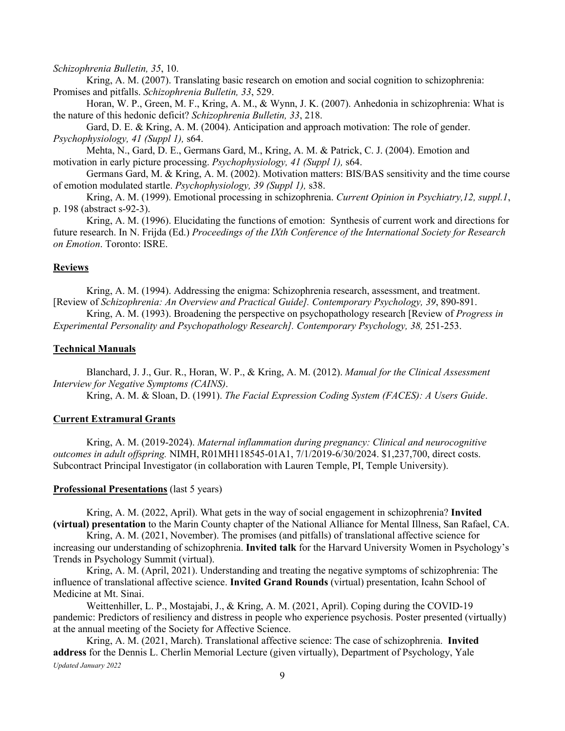*Schizophrenia Bulletin, 35*, 10.

Kring, A. M. (2007). Translating basic research on emotion and social cognition to schizophrenia: Promises and pitfalls. *Schizophrenia Bulletin, 33*, 529.

Horan, W. P., Green, M. F., Kring, A. M., & Wynn, J. K. (2007). Anhedonia in schizophrenia: What is the nature of this hedonic deficit? *Schizophrenia Bulletin, 33*, 218.

Gard, D. E. & Kring, A. M. (2004). Anticipation and approach motivation: The role of gender. *Psychophysiology, 41 (Suppl 1),* s64.

Mehta, N., Gard, D. E., Germans Gard, M., Kring, A. M. & Patrick, C. J. (2004). Emotion and motivation in early picture processing. *Psychophysiology, 41 (Suppl 1),* s64.

Germans Gard, M. & Kring, A. M. (2002). Motivation matters: BIS/BAS sensitivity and the time course of emotion modulated startle. *Psychophysiology, 39 (Suppl 1),* s38.

Kring, A. M. (1999). Emotional processing in schizophrenia. *Current Opinion in Psychiatry,12, suppl.1*, p. 198 (abstract s-92-3).

Kring, A. M. (1996). Elucidating the functions of emotion: Synthesis of current work and directions for future research. In N. Frijda (Ed.) *Proceedings of the IXth Conference of the International Society for Research on Emotion*. Toronto: ISRE.

## Reviews

Kring, A. M. (1994). Addressing the enigma: Schizophrenia research, assessment, and treatment. [Review of *Schizophrenia: An Overview and Practical Guide]. Contemporary Psychology, 39*, 890-891.

Kring, A. M. (1993). Broadening the perspective on psychopathology research [Review of *Progress in Experimental Personality and Psychopathology Research]. Contemporary Psychology, 38,* 251-253.

## Technical Manuals

Blanchard, J. J., Gur. R., Horan, W. P., & Kring, A. M. (2012). *Manual for the Clinical Assessment Interview for Negative Symptoms (CAINS)*.

Kring, A. M. & Sloan, D. (1991). *The Facial Expression Coding System (FACES): A Users Guide*.

## Current Extramural Grants

Kring, A. M. (2019-2024). *Maternal inflammation during pregnancy: Clinical and neurocognitive outcomes in adult offspring.* NIMH, R01MH118545-01A1, 7/1/2019-6/30/2024. $1,237,700, direct costs. Subcontract Principal Investigator (in collaboration with Lauren Temple, PI, Temple University).

## Professional Presentations (last 5 years)

Kring, A. M. (2022, April). What gets in the way of social engagement in schizophrenia? **Invited (virtual) presentation** to the Marin County chapter of the National Alliance for Mental Illness, San Rafael, CA.

Kring, A. M. (2021, November). The promises (and pitfalls) of translational affective science for increasing our understanding of schizophrenia. **Invited talk** for the Harvard University Women in Psychology's Trends in Psychology Summit (virtual).

Kring, A. M. (April, 2021). Understanding and treating the negative symptoms of schizophrenia: The influence of translational affective science. **Invited Grand Rounds** (virtual) presentation, Icahn School of Medicine at Mt. Sinai.

Weittenhiller, L. P., Mostajabi, J., & Kring, A. M. (2021, April). Coping during the COVID-19 pandemic: Predictors of resiliency and distress in people who experience psychosis. Poster presented (virtually) at the annual meeting of the Society for Affective Science.

Kring, A. M. (2021, March). Translational affective science: The case of schizophrenia. **Invited address** for the Dennis L. Cherlin Memorial Lecture (given virtually), Department of Psychology, Yale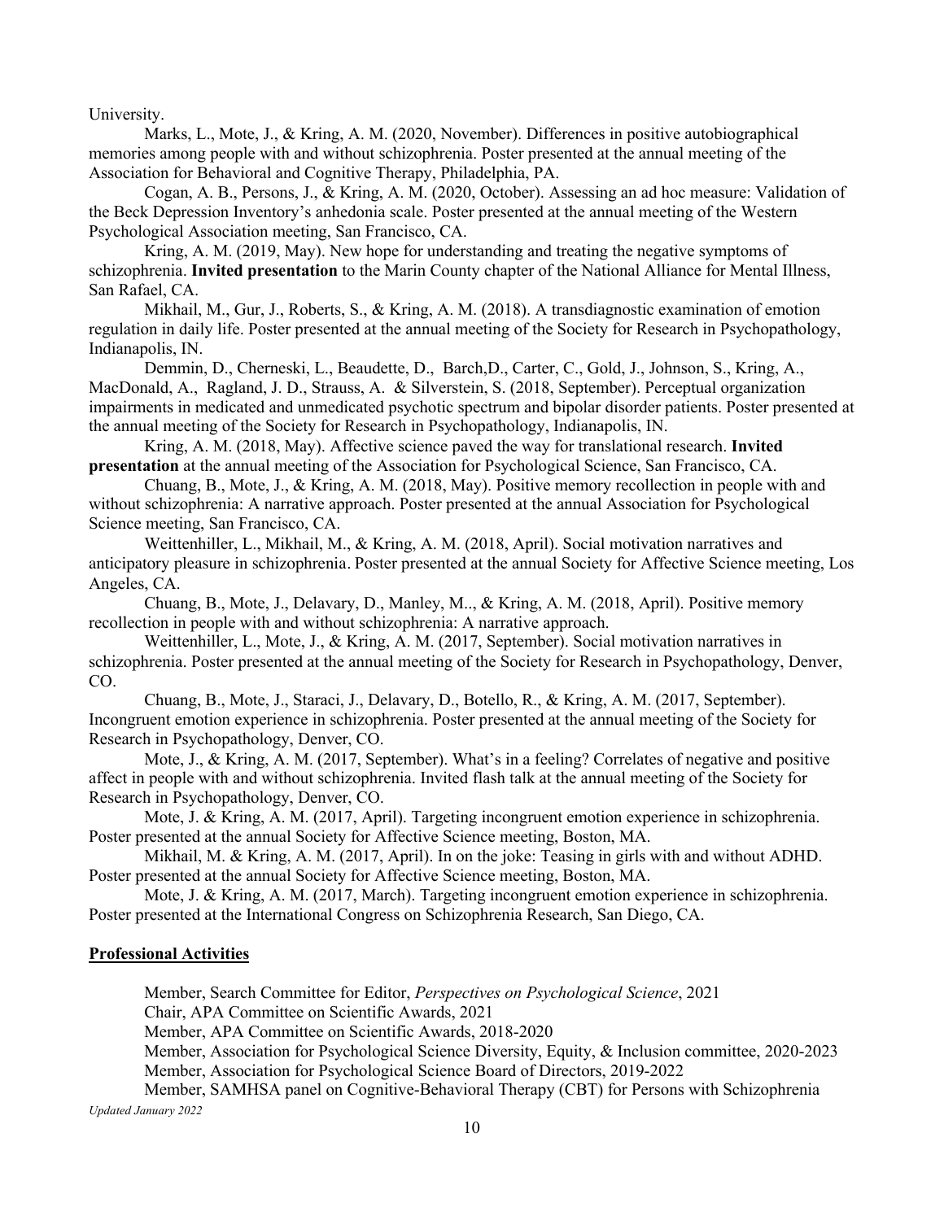University.

Marks, L., Mote, J., & Kring, A. M. (2020, November). Differences in positive autobiographical memories among people with and without schizophrenia. Poster presented at the annual meeting of the Association for Behavioral and Cognitive Therapy, Philadelphia, PA.

Cogan, A. B., Persons, J., & Kring, A. M. (2020, October). Assessing an ad hoc measure: Validation of the Beck Depression Inventory's anhedonia scale. Poster presented at the annual meeting of the Western Psychological Association meeting, San Francisco, CA.

Kring, A. M. (2019, May). New hope for understanding and treating the negative symptoms of schizophrenia. **Invited presentation** to the Marin County chapter of the National Alliance for Mental Illness, San Rafael, CA.

Mikhail, M., Gur, J., Roberts, S., & Kring, A. M. (2018). A transdiagnostic examination of emotion regulation in daily life. Poster presented at the annual meeting of the Society for Research in Psychopathology, Indianapolis, IN.

Demmin, D., Cherneski, L., Beaudette, D., Barch,D., Carter, C., Gold, J., Johnson, S., Kring, A., MacDonald, A., Ragland, J. D., Strauss, A. & Silverstein, S. (2018, September). Perceptual organization impairments in medicated and unmedicated psychotic spectrum and bipolar disorder patients. Poster presented at the annual meeting of the Society for Research in Psychopathology, Indianapolis, IN.

Kring, A. M. (2018, May). Affective science paved the way for translational research. **Invited presentation** at the annual meeting of the Association for Psychological Science, San Francisco, CA.

Chuang, B., Mote, J., & Kring, A. M. (2018, May). Positive memory recollection in people with and without schizophrenia: A narrative approach. Poster presented at the annual Association for Psychological Science meeting, San Francisco, CA.

Weittenhiller, L., Mikhail, M., & Kring, A. M. (2018, April). Social motivation narratives and anticipatory pleasure in schizophrenia. Poster presented at the annual Society for Affective Science meeting, Los Angeles, CA.

Chuang, B., Mote, J., Delavary, D., Manley, M.., & Kring, A. M. (2018, April). Positive memory recollection in people with and without schizophrenia: A narrative approach.

Weittenhiller, L., Mote, J., & Kring, A. M. (2017, September). Social motivation narratives in schizophrenia. Poster presented at the annual meeting of the Society for Research in Psychopathology, Denver, CO.

Chuang, B., Mote, J., Staraci, J., Delavary, D., Botello, R., & Kring, A. M. (2017, September). Incongruent emotion experience in schizophrenia. Poster presented at the annual meeting of the Society for Research in Psychopathology, Denver, CO.

Mote, J., & Kring, A. M. (2017, September). What's in a feeling? Correlates of negative and positive affect in people with and without schizophrenia. Invited flash talk at the annual meeting of the Society for Research in Psychopathology, Denver, CO.

Mote, J. & Kring, A. M. (2017, April). Targeting incongruent emotion experience in schizophrenia. Poster presented at the annual Society for Affective Science meeting, Boston, MA.

Mikhail, M. & Kring, A. M. (2017, April). In on the joke: Teasing in girls with and without ADHD. Poster presented at the annual Society for Affective Science meeting, Boston, MA.

Mote, J. & Kring, A. M. (2017, March). Targeting incongruent emotion experience in schizophrenia. Poster presented at the International Congress on Schizophrenia Research, San Diego, CA.

## Professional Activities

Member, Search Committee for Editor, *Perspectives on Psychological Science*, 2021
Chair, APA Committee on Scientific Awards, 2021
Member, APA Committee on Scientific Awards, 2018-2020
Member, Association for Psychological Science Diversity, Equity, & Inclusion committee, 2020-2023
Member, Association for Psychological Science Board of Directors, 2019-2022
Member, SAMHSA panel on Cognitive-Behavioral Therapy (CBT) for Persons with Schizophrenia

*Updated January 2022*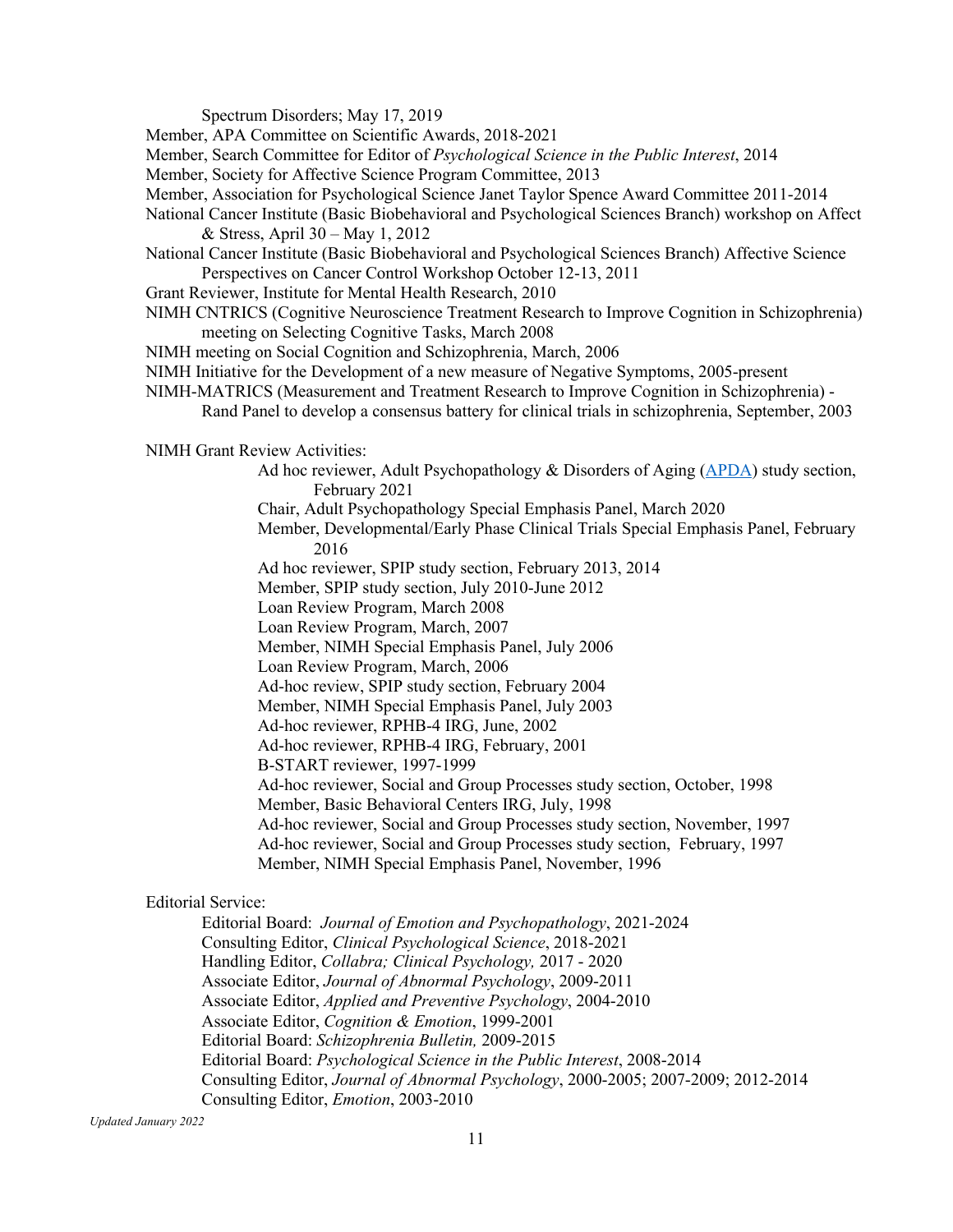Spectrum Disorders; May 17, 2019

Member, APA Committee on Scientific Awards, 2018-2021

Member, Search Committee for Editor of *Psychological Science in the Public Interest*, 2014

Member, Society for Affective Science Program Committee, 2013

Member, Association for Psychological Science Janet Taylor Spence Award Committee 2011-2014

National Cancer Institute (Basic Biobehavioral and Psychological Sciences Branch) workshop on Affect & Stress, April 30 – May 1, 2012

National Cancer Institute (Basic Biobehavioral and Psychological Sciences Branch) Affective Science Perspectives on Cancer Control Workshop October 12-13, 2011

Grant Reviewer, Institute for Mental Health Research, 2010

NIMH CNTRICS (Cognitive Neuroscience Treatment Research to Improve Cognition in Schizophrenia) meeting on Selecting Cognitive Tasks, March 2008

NIMH meeting on Social Cognition and Schizophrenia, March, 2006

NIMH Initiative for the Development of a new measure of Negative Symptoms, 2005-present

NIMH-MATRICS (Measurement and Treatment Research to Improve Cognition in Schizophrenia) - Rand Panel to develop a consensus battery for clinical trials in schizophrenia, September, 2003

NIMH Grant Review Activities:

- Ad hoc reviewer, Adult Psychopathology & Disorders of Aging (APDA) study section, February 2021
- Chair, Adult Psychopathology Special Emphasis Panel, March 2020
- Member, Developmental/Early Phase Clinical Trials Special Emphasis Panel, February 2016
- Ad hoc reviewer, SPIP study section, February 2013, 2014
- Member, SPIP study section, July 2010-June 2012
- Loan Review Program, March 2008
- Loan Review Program, March, 2007
- Member, NIMH Special Emphasis Panel, July 2006
- Loan Review Program, March, 2006
- Ad-hoc review, SPIP study section, February 2004
- Member, NIMH Special Emphasis Panel, July 2003
- Ad-hoc reviewer, RPHB-4 IRG, June, 2002
- Ad-hoc reviewer, RPHB-4 IRG, February, 2001
- B-START reviewer, 1997-1999
- Ad-hoc reviewer, Social and Group Processes study section, October, 1998
- Member, Basic Behavioral Centers IRG, July, 1998
- Ad-hoc reviewer, Social and Group Processes study section, November, 1997
- Ad-hoc reviewer, Social and Group Processes study section, February, 1997
- Member, NIMH Special Emphasis Panel, November, 1996

Editorial Service:

- Editorial Board: *Journal of Emotion and Psychopathology*, 2021-2024
- Consulting Editor, *Clinical Psychological Science*, 2018-2021
- Handling Editor, *Collabra; Clinical Psychology,* 2017 - 2020
- Associate Editor, *Journal of Abnormal Psychology*, 2009-2011
- Associate Editor, *Applied and Preventive Psychology*, 2004-2010
- Associate Editor, *Cognition & Emotion*, 1999-2001
- Editorial Board: *Schizophrenia Bulletin,* 2009-2015
- Editorial Board: *Psychological Science in the Public Interest*, 2008-2014
- Consulting Editor, *Journal of Abnormal Psychology*, 2000-2005; 2007-2009; 2012-2014
- Consulting Editor, *Emotion*, 2003-2010

*Updated January 2022*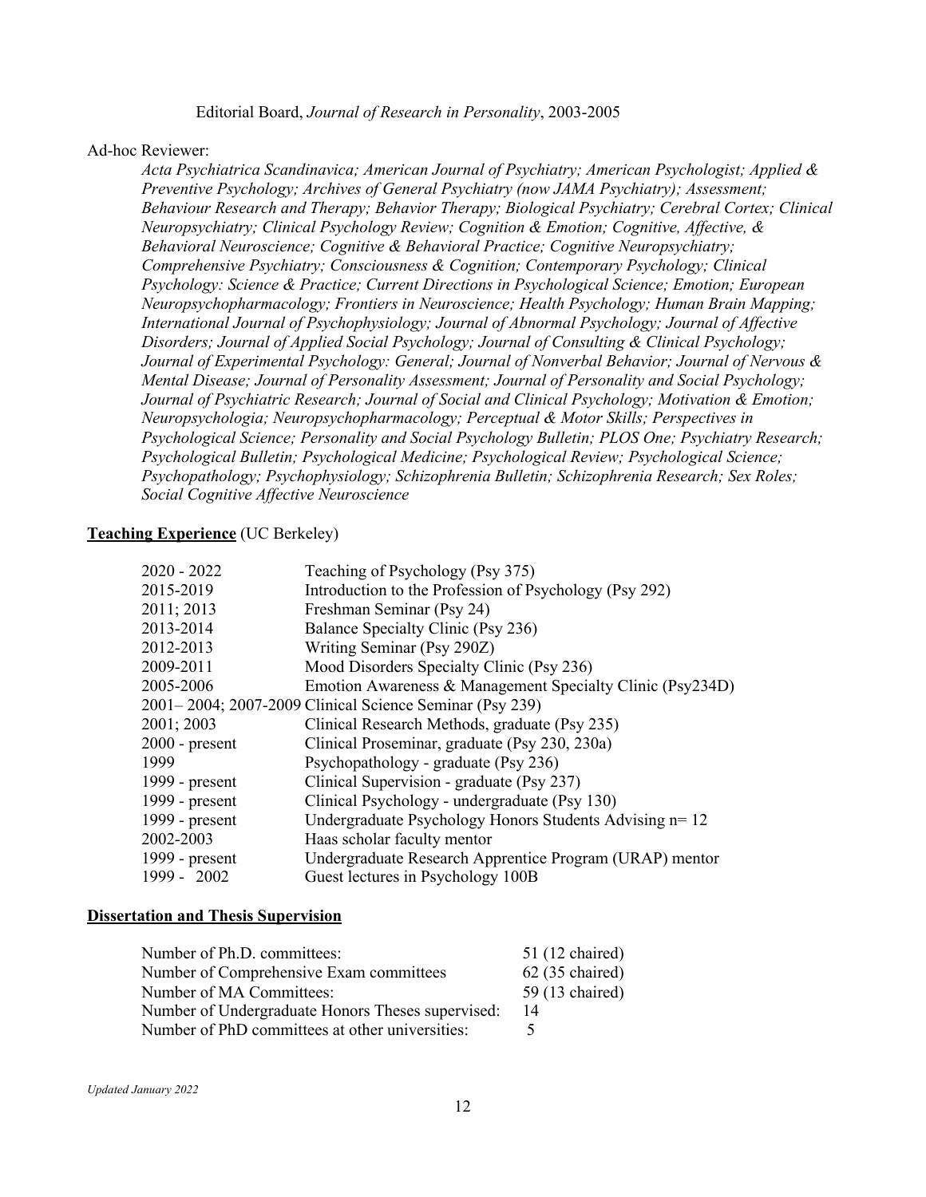Editorial Board, *Journal of Research in Personality*, 2003-2005

Ad-hoc Reviewer:

*Acta Psychiatrica Scandinavica; American Journal of Psychiatry; American Psychologist; Applied & Preventive Psychology; Archives of General Psychiatry (now JAMA Psychiatry); Assessment; Behaviour Research and Therapy; Behavior Therapy; Biological Psychiatry; Cerebral Cortex; Clinical Neuropsychiatry; Clinical Psychology Review; Cognition & Emotion; Cognitive, Affective, & Behavioral Neuroscience; Cognitive & Behavioral Practice; Cognitive Neuropsychiatry; Comprehensive Psychiatry; Consciousness & Cognition; Contemporary Psychology; Clinical Psychology: Science & Practice; Current Directions in Psychological Science; Emotion; European Neuropsychopharmacology; Frontiers in Neuroscience; Health Psychology; Human Brain Mapping; International Journal of Psychophysiology; Journal of Abnormal Psychology; Journal of Affective Disorders; Journal of Applied Social Psychology; Journal of Consulting & Clinical Psychology; Journal of Experimental Psychology: General; Journal of Nonverbal Behavior; Journal of Nervous & Mental Disease; Journal of Personality Assessment; Journal of Personality and Social Psychology; Journal of Psychiatric Research; Journal of Social and Clinical Psychology; Motivation & Emotion; Neuropsychologia; Neuropsychopharmacology; Perceptual & Motor Skills; Perspectives in Psychological Science; Personality and Social Psychology Bulletin; PLOS One; Psychiatry Research; Psychological Bulletin; Psychological Medicine; Psychological Review; Psychological Science; Psychopathology; Psychophysiology; Schizophrenia Bulletin; Schizophrenia Research; Sex Roles; Social Cognitive Affective Neuroscience*

**Teaching Experience** (UC Berkeley)

| | |
|---|---|
| 2020 - 2022 | Teaching of Psychology (Psy 375) |
| 2015-2019 | Introduction to the Profession of Psychology (Psy 292) |
| 2011; 2013 | Freshman Seminar (Psy 24) |
| 2013-2014 | Balance Specialty Clinic (Psy 236) |
| 2012-2013 | Writing Seminar (Psy 290Z) |
| 2009-2011 | Mood Disorders Specialty Clinic (Psy 236) |
| 2005-2006 | Emotion Awareness & Management Specialty Clinic (Psy234D) |
| 2001– 2004; 2007-2009 | Clinical Science Seminar (Psy 239) |
| 2001; 2003 | Clinical Research Methods, graduate (Psy 235) |
| 2000 - present | Clinical Proseminar, graduate (Psy 230, 230a) |
| 1999 | Psychopathology - graduate (Psy 236) |
| 1999 - present | Clinical Supervision - graduate (Psy 237) |
| 1999 - present | Clinical Psychology - undergraduate (Psy 130) |
| 1999 - present | Undergraduate Psychology Honors Students Advising n= 12 |
| 2002-2003 | Haas scholar faculty mentor |
| 1999 - present | Undergraduate Research Apprentice Program (URAP) mentor |
| 1999 - 2002 | Guest lectures in Psychology 100B |

**Dissertation and Thesis Supervision**

| | |
|---|---|
| Number of Ph.D. committees: | 51 (12 chaired) |
| Number of Comprehensive Exam committees | 62 (35 chaired) |
| Number of MA Committees: | 59 (13 chaired) |
| Number of Undergraduate Honors Theses supervised: | 14 |
| Number of PhD committees at other universities: | 5 |

*Updated January 2022*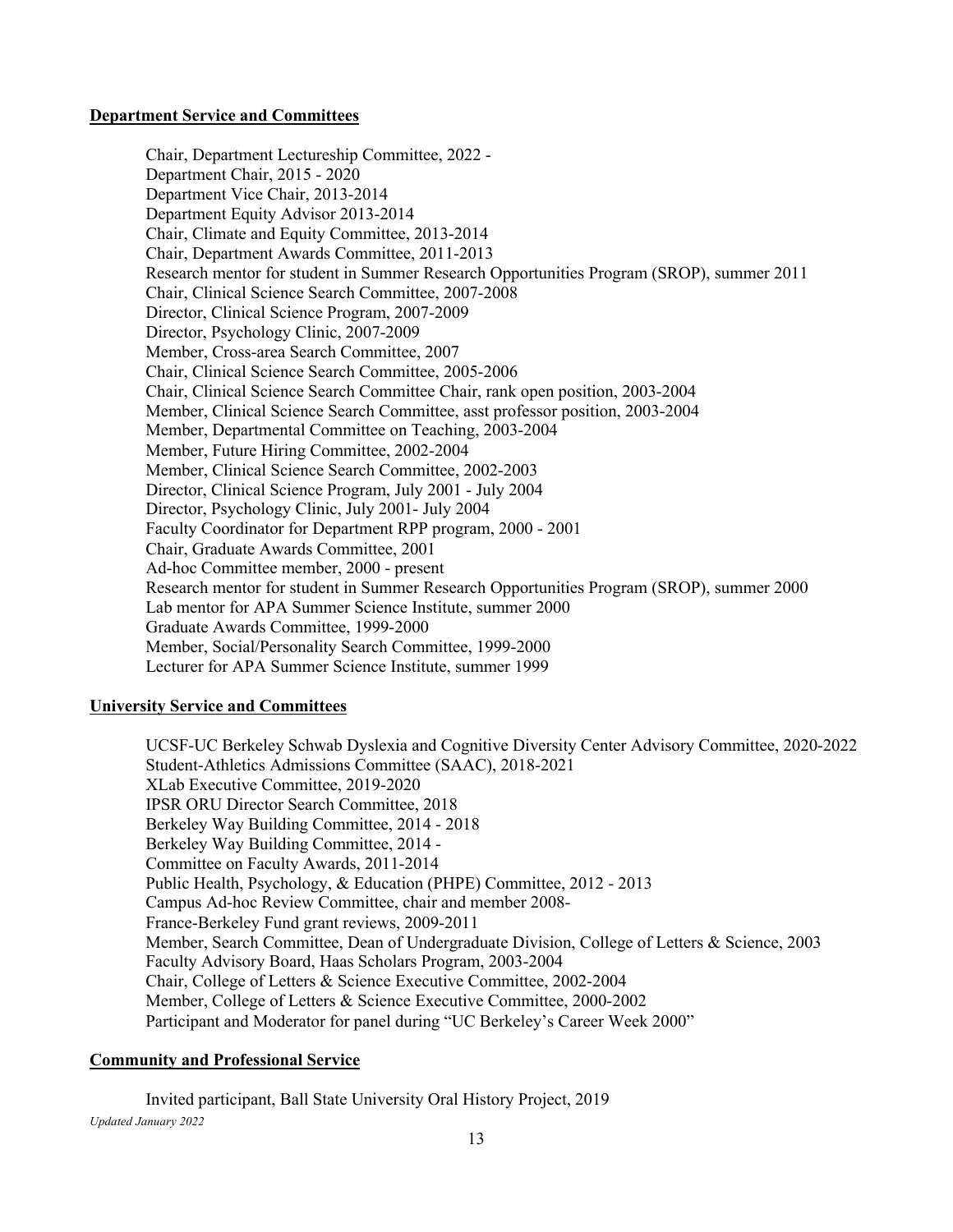**Department Service and Committees**

Chair, Department Lectureship Committee, 2022 -
Department Chair, 2015 - 2020
Department Vice Chair, 2013-2014
Department Equity Advisor 2013-2014
Chair, Climate and Equity Committee, 2013-2014
Chair, Department Awards Committee, 2011-2013
Research mentor for student in Summer Research Opportunities Program (SROP), summer 2011
Chair, Clinical Science Search Committee, 2007-2008
Director, Clinical Science Program, 2007-2009
Director, Psychology Clinic, 2007-2009
Member, Cross-area Search Committee, 2007
Chair, Clinical Science Search Committee, 2005-2006
Chair, Clinical Science Search Committee Chair, rank open position, 2003-2004
Member, Clinical Science Search Committee, asst professor position, 2003-2004
Member, Departmental Committee on Teaching, 2003-2004
Member, Future Hiring Committee, 2002-2004
Member, Clinical Science Search Committee, 2002-2003
Director, Clinical Science Program, July 2001 - July 2004
Director, Psychology Clinic, July 2001- July 2004
Faculty Coordinator for Department RPP program, 2000 - 2001
Chair, Graduate Awards Committee, 2001
Ad-hoc Committee member, 2000 - present
Research mentor for student in Summer Research Opportunities Program (SROP), summer 2000
Lab mentor for APA Summer Science Institute, summer 2000
Graduate Awards Committee, 1999-2000
Member, Social/Personality Search Committee, 1999-2000
Lecturer for APA Summer Science Institute, summer 1999

**University Service and Committees**

UCSF-UC Berkeley Schwab Dyslexia and Cognitive Diversity Center Advisory Committee, 2020-2022
Student-Athletics Admissions Committee (SAAC), 2018-2021
XLab Executive Committee, 2019-2020
IPSR ORU Director Search Committee, 2018
Berkeley Way Building Committee, 2014 - 2018
Berkeley Way Building Committee, 2014 -
Committee on Faculty Awards, 2011-2014
Public Health, Psychology, & Education (PHPE) Committee, 2012 - 2013
Campus Ad-hoc Review Committee, chair and member 2008-
France-Berkeley Fund grant reviews, 2009-2011
Member, Search Committee, Dean of Undergraduate Division, College of Letters & Science, 2003
Faculty Advisory Board, Haas Scholars Program, 2003-2004
Chair, College of Letters & Science Executive Committee, 2002-2004
Member, College of Letters & Science Executive Committee, 2000-2002
Participant and Moderator for panel during "UC Berkeley's Career Week 2000"

**Community and Professional Service**

Invited participant, Ball State University Oral History Project, 2019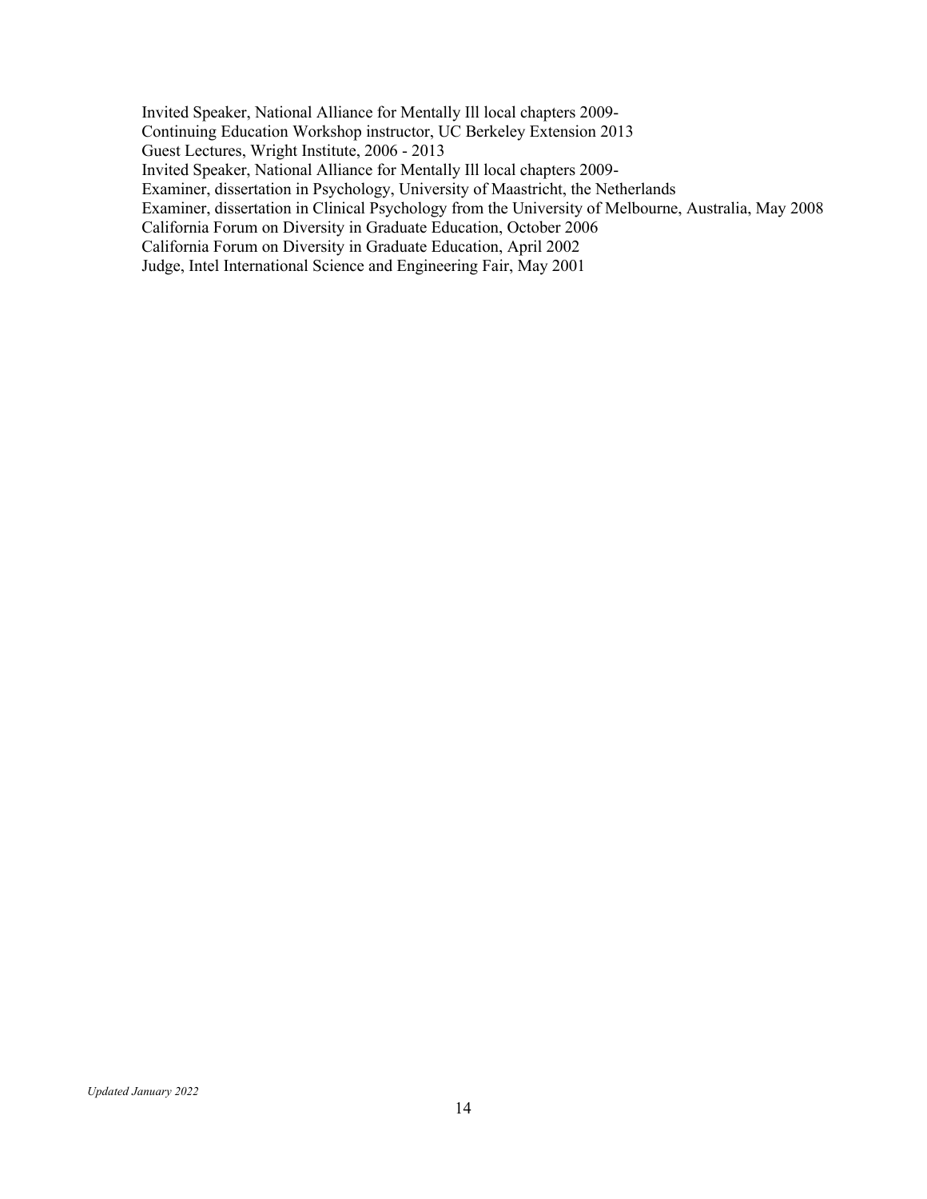Invited Speaker, National Alliance for Mentally Ill local chapters 2009-
Continuing Education Workshop instructor, UC Berkeley Extension 2013
Guest Lectures, Wright Institute, 2006 - 2013
Invited Speaker, National Alliance for Mentally Ill local chapters 2009-
Examiner, dissertation in Psychology, University of Maastricht, the Netherlands
Examiner, dissertation in Clinical Psychology from the University of Melbourne, Australia, May 2008
California Forum on Diversity in Graduate Education, October 2006
California Forum on Diversity in Graduate Education, April 2002
Judge, Intel International Science and Engineering Fair, May 2001

*Updated January 2022*